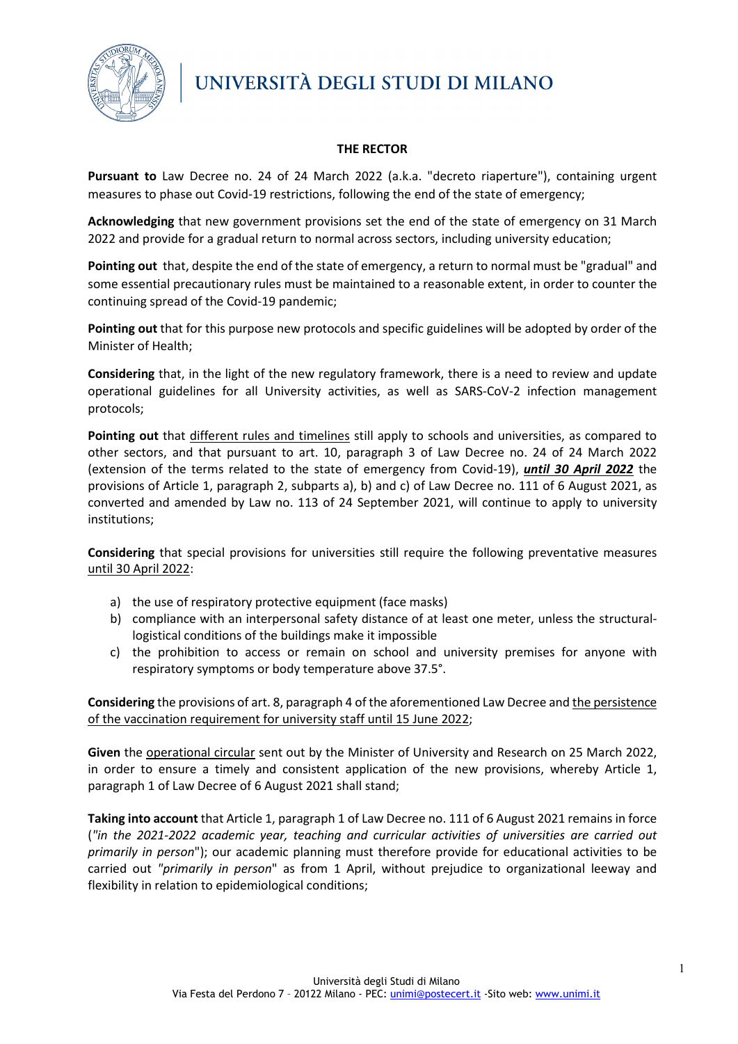# UNIVERSITÀ DEGLI STUDI DI MILANO

## THE RECTOR

**Pursuant to** Law Decree no. 24 of 24 March 2022 (a.k.a. "decreto riaperture"), containing urgent measures to phase out Covid-19 restrictions, following the end of the state of emergency;

**Acknowledging** that new government provisions set the end of the state of emergency on 31 March 2022 and provide for a gradual return to normal across sectors, including university education;

**Pointing out** that, despite the end of the state of emergency, a return to normal must be "gradual" and some essential precautionary rules must be maintained to a reasonable extent, in order to counter the continuing spread of the Covid-19 pandemic;

**Pointing out** that for this purpose new protocols and specific guidelines will be adopted by order of the Minister of Health;

**Considering** that, in the light of the new regulatory framework, there is a need to review and update operational guidelines for all University activities, as well as SARS-CoV-2 infection management protocols;

**Pointing out** that different rules and timelines still apply to schools and universities, as compared to other sectors, and that pursuant to art. 10, paragraph 3 of Law Decree no. 24 of 24 March 2022 (extension of the terms related to the state of emergency from Covid-19), ***until 30 April 2022*** the provisions of Article 1, paragraph 2, subparts a), b) and c) of Law Decree no. 111 of 6 August 2021, as converted and amended by Law no. 113 of 24 September 2021, will continue to apply to university institutions;

**Considering** that special provisions for universities still require the following preventative measures until 30 April 2022:

a) the use of respiratory protective equipment (face masks)
b) compliance with an interpersonal safety distance of at least one meter, unless the structural-logistical conditions of the buildings make it impossible
c) the prohibition to access or remain on school and university premises for anyone with respiratory symptoms or body temperature above 37.5°.

**Considering** the provisions of art. 8, paragraph 4 of the aforementioned Law Decree and the persistence of the vaccination requirement for university staff until 15 June 2022;

**Given** the operational circular sent out by the Minister of University and Research on 25 March 2022, in order to ensure a timely and consistent application of the new provisions, whereby Article 1, paragraph 1 of Law Decree of 6 August 2021 shall stand;

**Taking into account** that Article 1, paragraph 1 of Law Decree no. 111 of 6 August 2021 remains in force (*"in the 2021-2022 academic year, teaching and curricular activities of universities are carried out primarily in person*"); our academic planning must therefore provide for educational activities to be carried out *"primarily in person*" as from 1 April, without prejudice to organizational leeway and flexibility in relation to epidemiological conditions;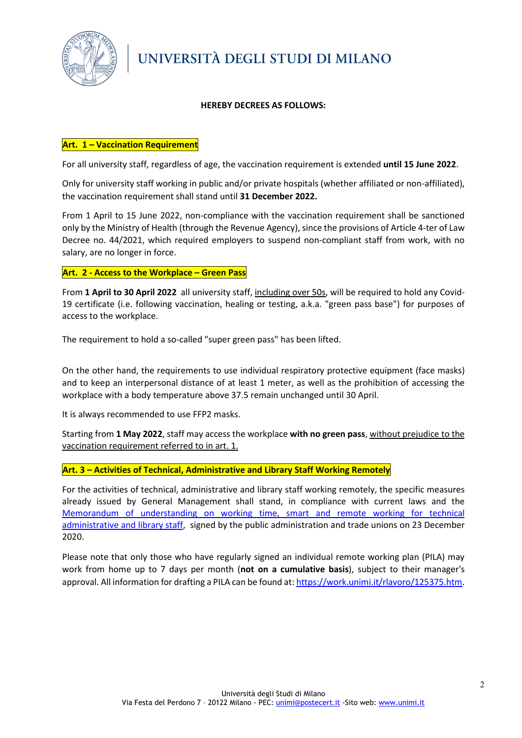**HEREBY DECREES AS FOLLOWS:**

## Art. 1 – Vaccination Requirement

For all university staff, regardless of age, the vaccination requirement is extended **until 15 June 2022**.

Only for university staff working in public and/or private hospitals (whether affiliated or non-affiliated), the vaccination requirement shall stand until **31 December 2022.**

From 1 April to 15 June 2022, non-compliance with the vaccination requirement shall be sanctioned only by the Ministry of Health (through the Revenue Agency), since the provisions of Article 4-ter of Law Decree no. 44/2021, which required employers to suspend non-compliant staff from work, with no salary, are no longer in force.

## Art. 2 - Access to the Workplace – Green Pass

From **1 April to 30 April 2022** all university staff, including over 50s, will be required to hold any Covid-19 certificate (i.e. following vaccination, healing or testing, a.k.a. "green pass base") for purposes of access to the workplace.

The requirement to hold a so-called "super green pass" has been lifted.

On the other hand, the requirements to use individual respiratory protective equipment (face masks) and to keep an interpersonal distance of at least 1 meter, as well as the prohibition of accessing the workplace with a body temperature above 37.5 remain unchanged until 30 April.

It is always recommended to use FFP2 masks.

Starting from **1 May 2022**, staff may access the workplace **with no green pass**, without prejudice to the vaccination requirement referred to in art. 1.

## Art. 3 – Activities of Technical, Administrative and Library Staff Working Remotely

For the activities of technical, administrative and library staff working remotely, the specific measures already issued by General Management shall stand, in compliance with current laws and the Memorandum of understanding on working time, smart and remote working for technical administrative and library staff, signed by the public administration and trade unions on 23 December 2020.

Please note that only those who have regularly signed an individual remote working plan (PILA) may work from home up to 7 days per month (**not on a cumulative basis**), subject to their manager's approval. All information for drafting a PILA can be found at: https://work.unimi.it/rlavoro/125375.htm.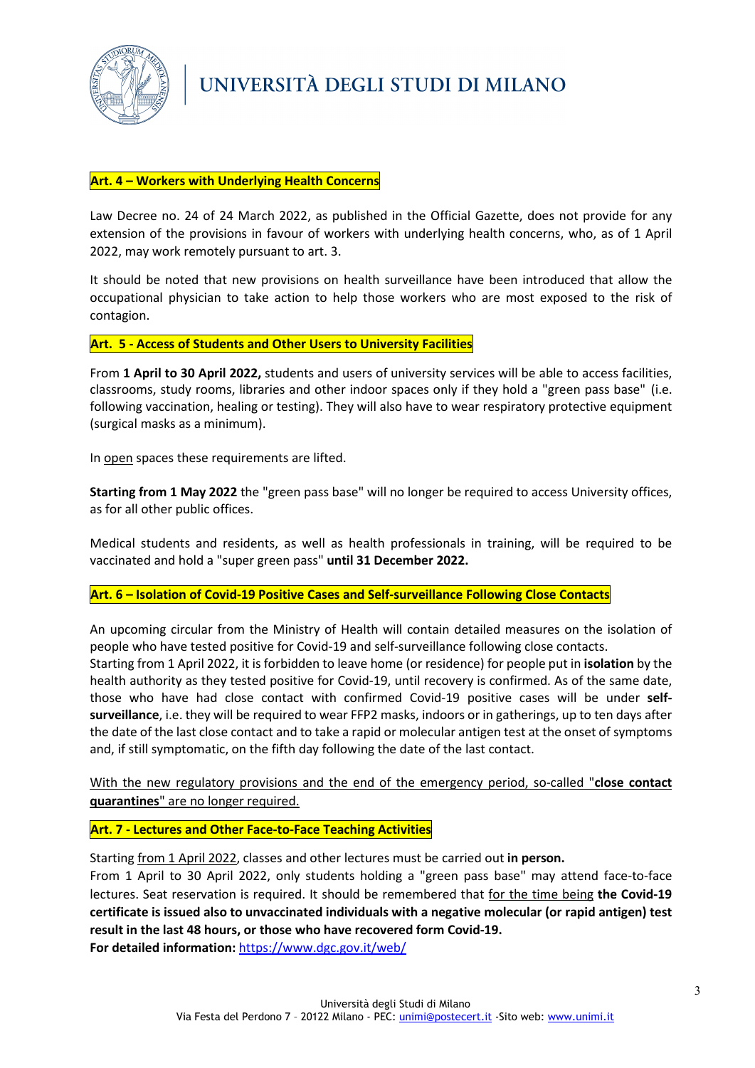**Art. 4 – Workers with Underlying Health Concerns**

Law Decree no. 24 of 24 March 2022, as published in the Official Gazette, does not provide for any extension of the provisions in favour of workers with underlying health concerns, who, as of 1 April 2022, may work remotely pursuant to art. 3.

It should be noted that new provisions on health surveillance have been introduced that allow the occupational physician to take action to help those workers who are most exposed to the risk of contagion.

**Art. 5 - Access of Students and Other Users to University Facilities**

From **1 April to 30 April 2022,** students and users of university services will be able to access facilities, classrooms, study rooms, libraries and other indoor spaces only if they hold a "green pass base" (i.e. following vaccination, healing or testing). They will also have to wear respiratory protective equipment (surgical masks as a minimum).

In open spaces these requirements are lifted.

**Starting from 1 May 2022** the "green pass base" will no longer be required to access University offices, as for all other public offices.

Medical students and residents, as well as health professionals in training, will be required to be vaccinated and hold a "super green pass" **until 31 December 2022.**

**Art. 6 – Isolation of Covid-19 Positive Cases and Self-surveillance Following Close Contacts**

An upcoming circular from the Ministry of Health will contain detailed measures on the isolation of people who have tested positive for Covid-19 and self-surveillance following close contacts.
Starting from 1 April 2022, it is forbidden to leave home (or residence) for people put in **isolation** by the health authority as they tested positive for Covid-19, until recovery is confirmed. As of the same date, those who have had close contact with confirmed Covid-19 positive cases will be under **self-surveillance**, i.e. they will be required to wear FFP2 masks, indoors or in gatherings, up to ten days after the date of the last close contact and to take a rapid or molecular antigen test at the onset of symptoms and, if still symptomatic, on the fifth day following the date of the last contact.

With the new regulatory provisions and the end of the emergency period, so-called "**close contact quarantines**" are no longer required.

**Art. 7 - Lectures and Other Face-to-Face Teaching Activities**

Starting from 1 April 2022, classes and other lectures must be carried out **in person.**
From 1 April to 30 April 2022, only students holding a "green pass base" may attend face-to-face lectures. Seat reservation is required. It should be remembered that for the time being **the Covid-19 certificate is issued also to unvaccinated individuals with a negative molecular (or rapid antigen) test result in the last 48 hours, or those who have recovered form Covid-19.**
**For detailed information:** https://www.dgc.gov.it/web/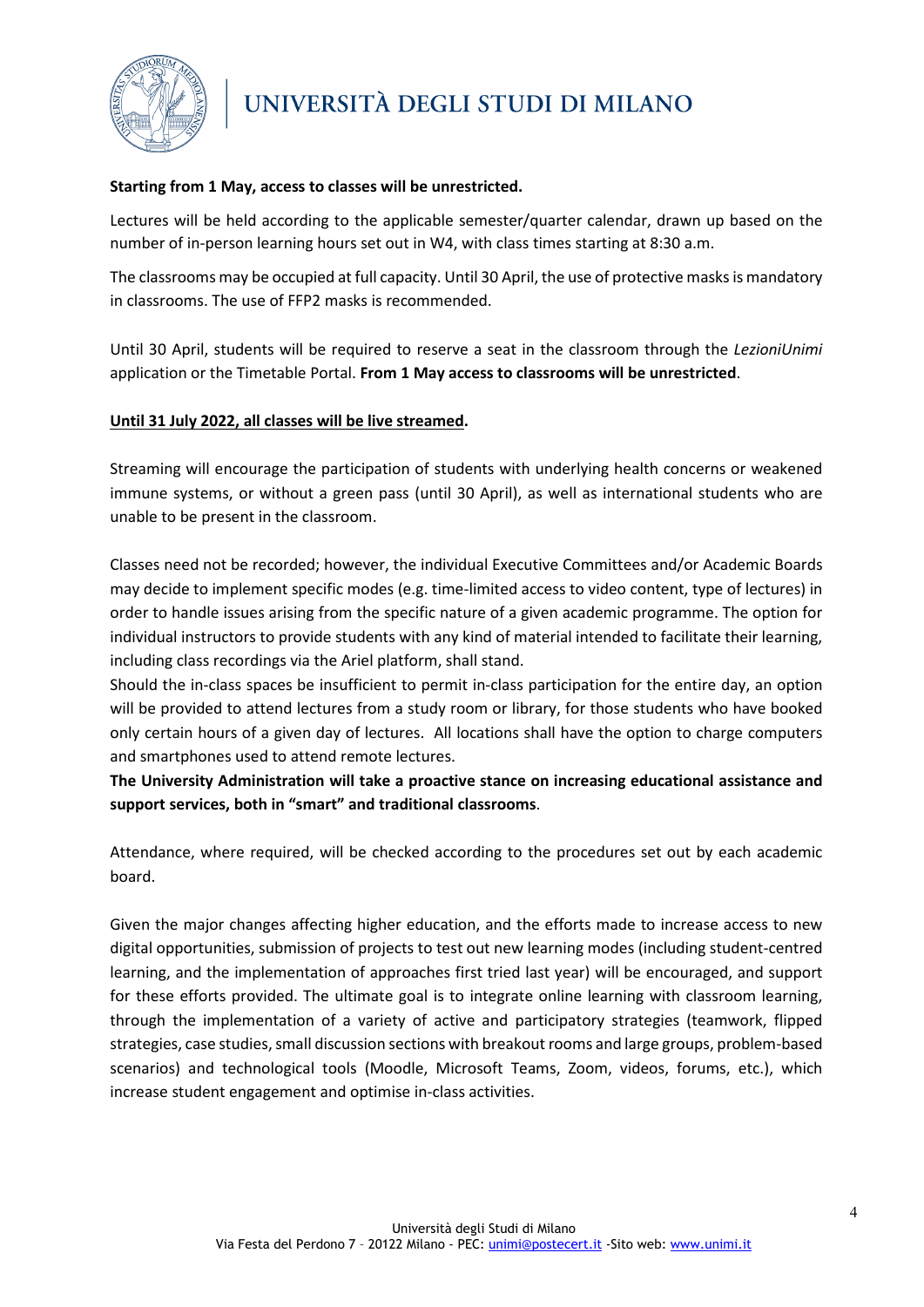**Starting from 1 May, access to classes will be unrestricted.**

Lectures will be held according to the applicable semester/quarter calendar, drawn up based on the number of in-person learning hours set out in W4, with class times starting at 8:30 a.m.

The classrooms may be occupied at full capacity. Until 30 April, the use of protective masks is mandatory in classrooms. The use of FFP2 masks is recommended.

Until 30 April, students will be required to reserve a seat in the classroom through the *LezioniUnimi* application or the Timetable Portal. **From 1 May access to classrooms will be unrestricted**.

**Until 31 July 2022, all classes will be live streamed.**

Streaming will encourage the participation of students with underlying health concerns or weakened immune systems, or without a green pass (until 30 April), as well as international students who are unable to be present in the classroom.

Classes need not be recorded; however, the individual Executive Committees and/or Academic Boards may decide to implement specific modes (e.g. time-limited access to video content, type of lectures) in order to handle issues arising from the specific nature of a given academic programme. The option for individual instructors to provide students with any kind of material intended to facilitate their learning, including class recordings via the Ariel platform, shall stand.

Should the in-class spaces be insufficient to permit in-class participation for the entire day, an option will be provided to attend lectures from a study room or library, for those students who have booked only certain hours of a given day of lectures. All locations shall have the option to charge computers and smartphones used to attend remote lectures.

**The University Administration will take a proactive stance on increasing educational assistance and support services, both in "smart" and traditional classrooms**.

Attendance, where required, will be checked according to the procedures set out by each academic board.

Given the major changes affecting higher education, and the efforts made to increase access to new digital opportunities, submission of projects to test out new learning modes (including student-centred learning, and the implementation of approaches first tried last year) will be encouraged, and support for these efforts provided. The ultimate goal is to integrate online learning with classroom learning, through the implementation of a variety of active and participatory strategies (teamwork, flipped strategies, case studies, small discussion sections with breakout rooms and large groups, problem-based scenarios) and technological tools (Moodle, Microsoft Teams, Zoom, videos, forums, etc.), which increase student engagement and optimise in-class activities.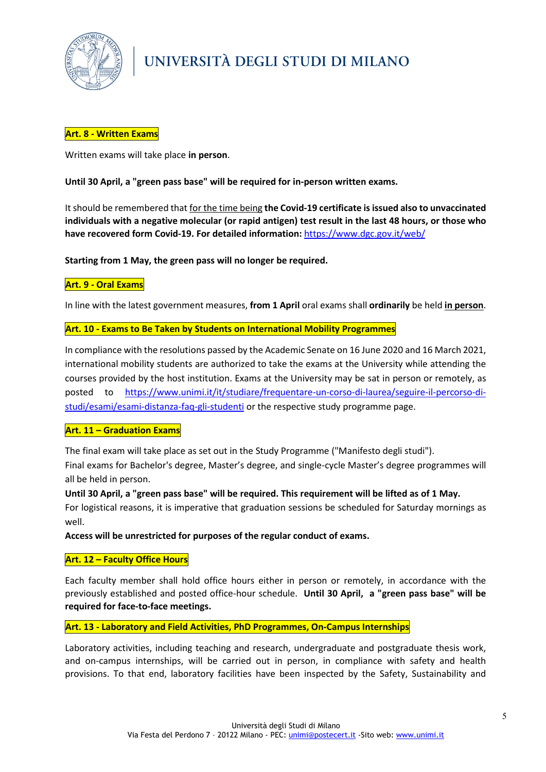## Art. 8 - Written Exams

Written exams will take place **in person**.

**Until 30 April, a "green pass base" will be required for in-person written exams.**

It should be remembered that for the time being **the Covid-19 certificate is issued also to unvaccinated individuals with a negative molecular (or rapid antigen) test result in the last 48 hours, or those who have recovered form Covid-19. For detailed information:** https://www.dgc.gov.it/web/

**Starting from 1 May, the green pass will no longer be required.**

## Art. 9 - Oral Exams

In line with the latest government measures, **from 1 April** oral exams shall **ordinarily** be held **in person**.

## Art. 10 - Exams to Be Taken by Students on International Mobility Programmes

In compliance with the resolutions passed by the Academic Senate on 16 June 2020 and 16 March 2021, international mobility students are authorized to take the exams at the University while attending the courses provided by the host institution. Exams at the University may be sat in person or remotely, as posted to https://www.unimi.it/it/studiare/frequentare-un-corso-di-laurea/seguire-il-percorso-di-studi/esami/esami-distanza-faq-gli-studenti or the respective study programme page.

## Art. 11 – Graduation Exams

The final exam will take place as set out in the Study Programme ("Manifesto degli studi").
Final exams for Bachelor's degree, Master's degree, and single-cycle Master's degree programmes will all be held in person.
**Until 30 April, a "green pass base" will be required. This requirement will be lifted as of 1 May.**
For logistical reasons, it is imperative that graduation sessions be scheduled for Saturday mornings as well.
**Access will be unrestricted for purposes of the regular conduct of exams.**

## Art. 12 – Faculty Office Hours

Each faculty member shall hold office hours either in person or remotely, in accordance with the previously established and posted office-hour schedule. **Until 30 April, a "green pass base" will be required for face-to-face meetings.**

## Art. 13 - Laboratory and Field Activities, PhD Programmes, On-Campus Internships

Laboratory activities, including teaching and research, undergraduate and postgraduate thesis work, and on-campus internships, will be carried out in person, in compliance with safety and health provisions. To that end, laboratory facilities have been inspected by the Safety, Sustainability and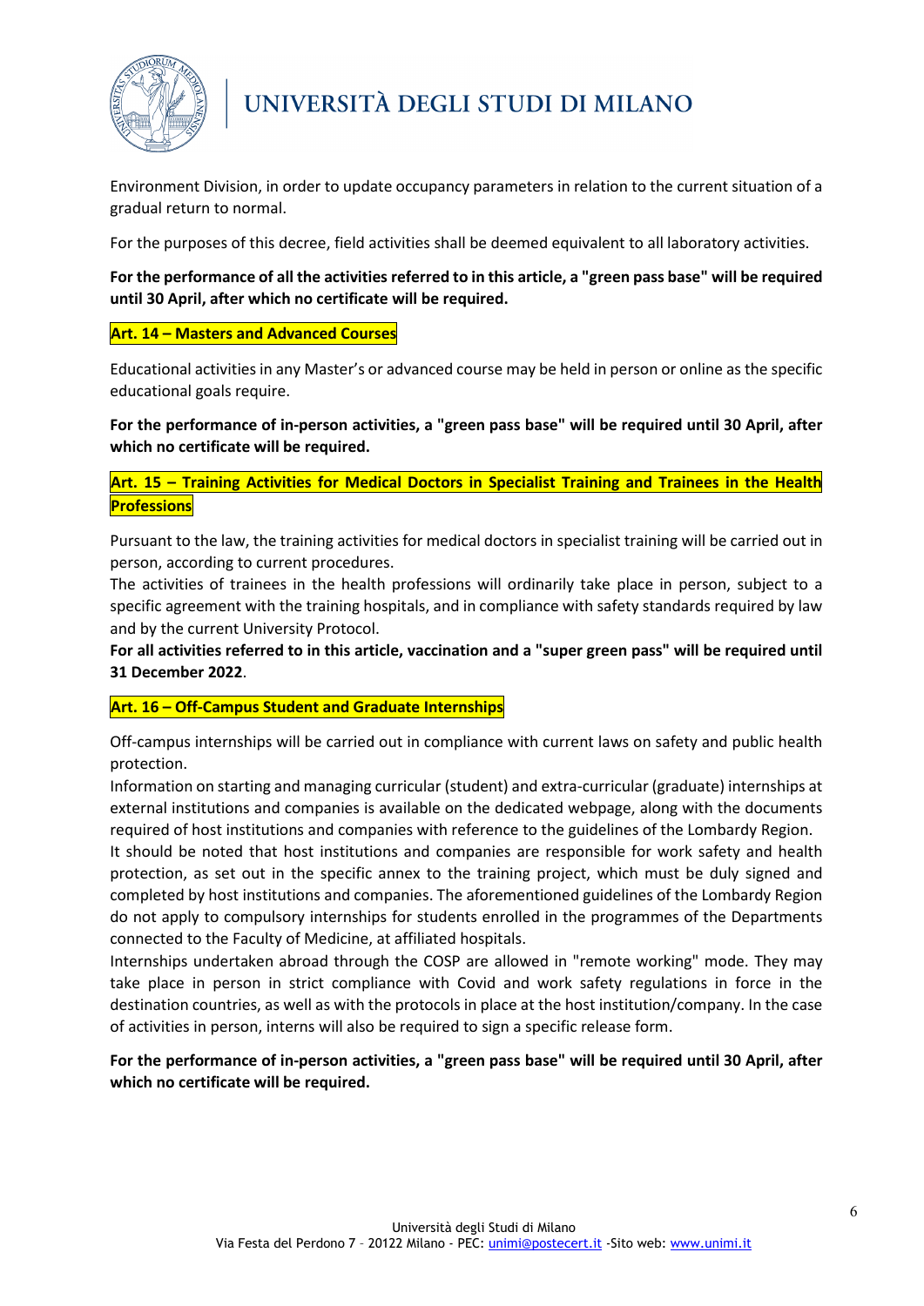Environment Division, in order to update occupancy parameters in relation to the current situation of a gradual return to normal.

For the purposes of this decree, field activities shall be deemed equivalent to all laboratory activities.

**For the performance of all the activities referred to in this article, a "green pass base" will be required until 30 April, after which no certificate will be required.**

## Art. 14 – Masters and Advanced Courses

Educational activities in any Master's or advanced course may be held in person or online as the specific educational goals require.

**For the performance of in-person activities, a "green pass base" will be required until 30 April, after which no certificate will be required.**

## Art. 15 – Training Activities for Medical Doctors in Specialist Training and Trainees in the Health Professions

Pursuant to the law, the training activities for medical doctors in specialist training will be carried out in person, according to current procedures.
The activities of trainees in the health professions will ordinarily take place in person, subject to a specific agreement with the training hospitals, and in compliance with safety standards required by law and by the current University Protocol.
**For all activities referred to in this article, vaccination and a "super green pass" will be required until 31 December 2022**.

## Art. 16 – Off-Campus Student and Graduate Internships

Off-campus internships will be carried out in compliance with current laws on safety and public health protection.
Information on starting and managing curricular (student) and extra-curricular (graduate) internships at external institutions and companies is available on the dedicated webpage, along with the documents required of host institutions and companies with reference to the guidelines of the Lombardy Region.
It should be noted that host institutions and companies are responsible for work safety and health protection, as set out in the specific annex to the training project, which must be duly signed and completed by host institutions and companies. The aforementioned guidelines of the Lombardy Region do not apply to compulsory internships for students enrolled in the programmes of the Departments connected to the Faculty of Medicine, at affiliated hospitals.
Internships undertaken abroad through the COSP are allowed in "remote working" mode. They may take place in person in strict compliance with Covid and work safety regulations in force in the destination countries, as well as with the protocols in place at the host institution/company. In the case of activities in person, interns will also be required to sign a specific release form.

**For the performance of in-person activities, a "green pass base" will be required until 30 April, after which no certificate will be required.**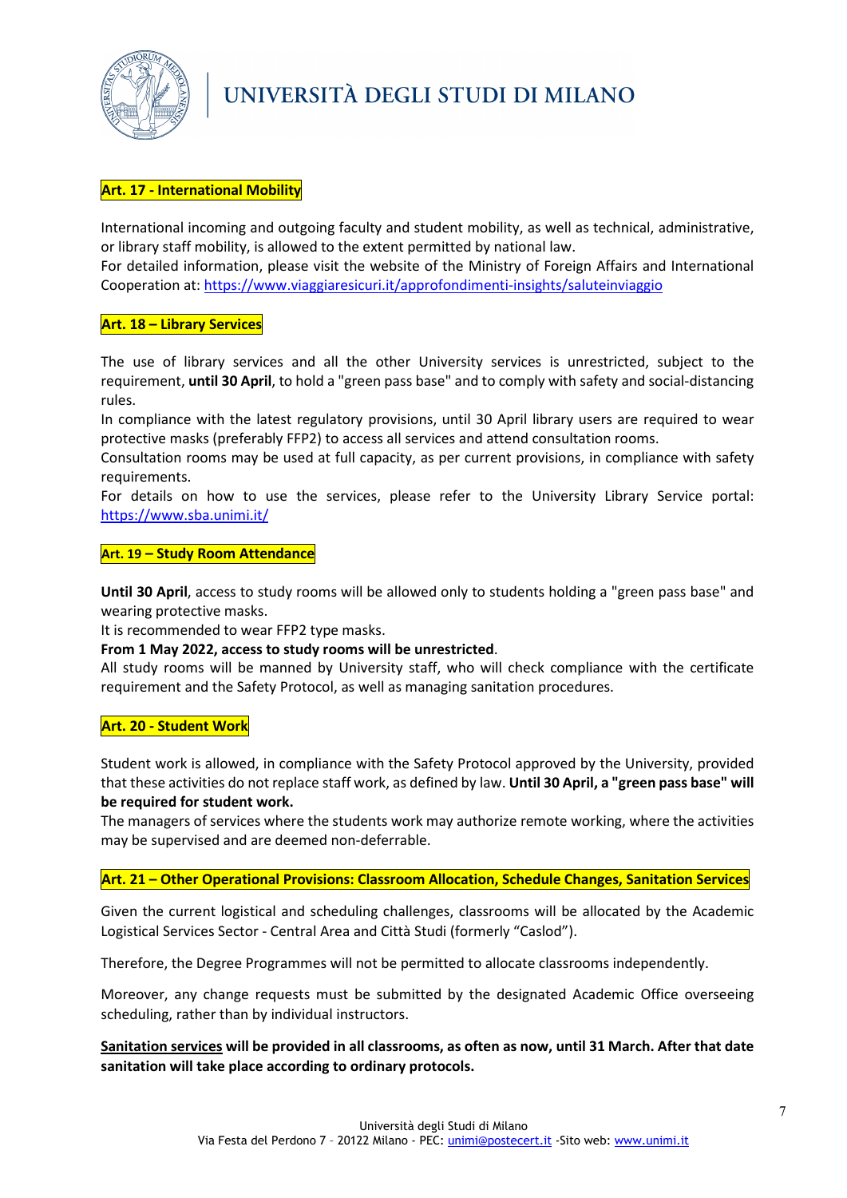## Art. 17 - International Mobility

International incoming and outgoing faculty and student mobility, as well as technical, administrative, or library staff mobility, is allowed to the extent permitted by national law.
For detailed information, please visit the website of the Ministry of Foreign Affairs and International Cooperation at: https://www.viaggiaresicuri.it/approfondimenti-insights/saluteinviaggio

## Art. 18 – Library Services

The use of library services and all the other University services is unrestricted, subject to the requirement, **until 30 April**, to hold a "green pass base" and to comply with safety and social-distancing rules.
In compliance with the latest regulatory provisions, until 30 April library users are required to wear protective masks (preferably FFP2) to access all services and attend consultation rooms.
Consultation rooms may be used at full capacity, as per current provisions, in compliance with safety requirements.
For details on how to use the services, please refer to the University Library Service portal: https://www.sba.unimi.it/

## Art. 19 – Study Room Attendance

**Until 30 April**, access to study rooms will be allowed only to students holding a "green pass base" and wearing protective masks.
It is recommended to wear FFP2 type masks.
**From 1 May 2022, access to study rooms will be unrestricted**.
All study rooms will be manned by University staff, who will check compliance with the certificate requirement and the Safety Protocol, as well as managing sanitation procedures.

## Art. 20 - Student Work

Student work is allowed, in compliance with the Safety Protocol approved by the University, provided that these activities do not replace staff work, as defined by law. **Until 30 April, a "green pass base" will be required for student work.**
The managers of services where the students work may authorize remote working, where the activities may be supervised and are deemed non-deferrable.

## Art. 21 – Other Operational Provisions: Classroom Allocation, Schedule Changes, Sanitation Services

Given the current logistical and scheduling challenges, classrooms will be allocated by the Academic Logistical Services Sector - Central Area and Città Studi (formerly "Caslod").

Therefore, the Degree Programmes will not be permitted to allocate classrooms independently.

Moreover, any change requests must be submitted by the designated Academic Office overseeing scheduling, rather than by individual instructors.

**Sanitation services will be provided in all classrooms, as often as now, until 31 March. After that date sanitation will take place according to ordinary protocols.**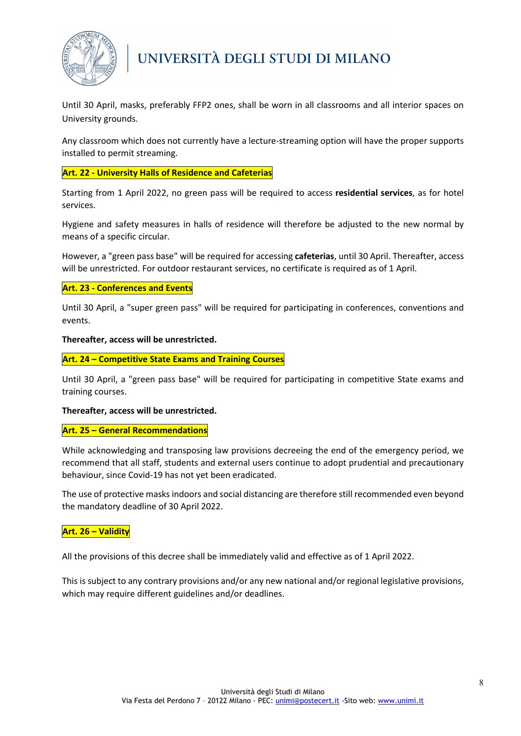Until 30 April, masks, preferably FFP2 ones, shall be worn in all classrooms and all interior spaces on University grounds.

Any classroom which does not currently have a lecture-streaming option will have the proper supports installed to permit streaming.

## Art. 22 - University Halls of Residence and Cafeterias

Starting from 1 April 2022, no green pass will be required to access **residential services**, as for hotel services.

Hygiene and safety measures in halls of residence will therefore be adjusted to the new normal by means of a specific circular.

However, a "green pass base" will be required for accessing **cafeterias**, until 30 April. Thereafter, access will be unrestricted. For outdoor restaurant services, no certificate is required as of 1 April.

## Art. 23 - Conferences and Events

Until 30 April, a "super green pass" will be required for participating in conferences, conventions and events.

**Thereafter, access will be unrestricted.**

## Art. 24 – Competitive State Exams and Training Courses

Until 30 April, a "green pass base" will be required for participating in competitive State exams and training courses.

**Thereafter, access will be unrestricted.**

## Art. 25 – General Recommendations

While acknowledging and transposing law provisions decreeing the end of the emergency period, we recommend that all staff, students and external users continue to adopt prudential and precautionary behaviour, since Covid-19 has not yet been eradicated.

The use of protective masks indoors and social distancing are therefore still recommended even beyond the mandatory deadline of 30 April 2022.

## Art. 26 – Validity

All the provisions of this decree shall be immediately valid and effective as of 1 April 2022.

This is subject to any contrary provisions and/or any new national and/or regional legislative provisions, which may require different guidelines and/or deadlines.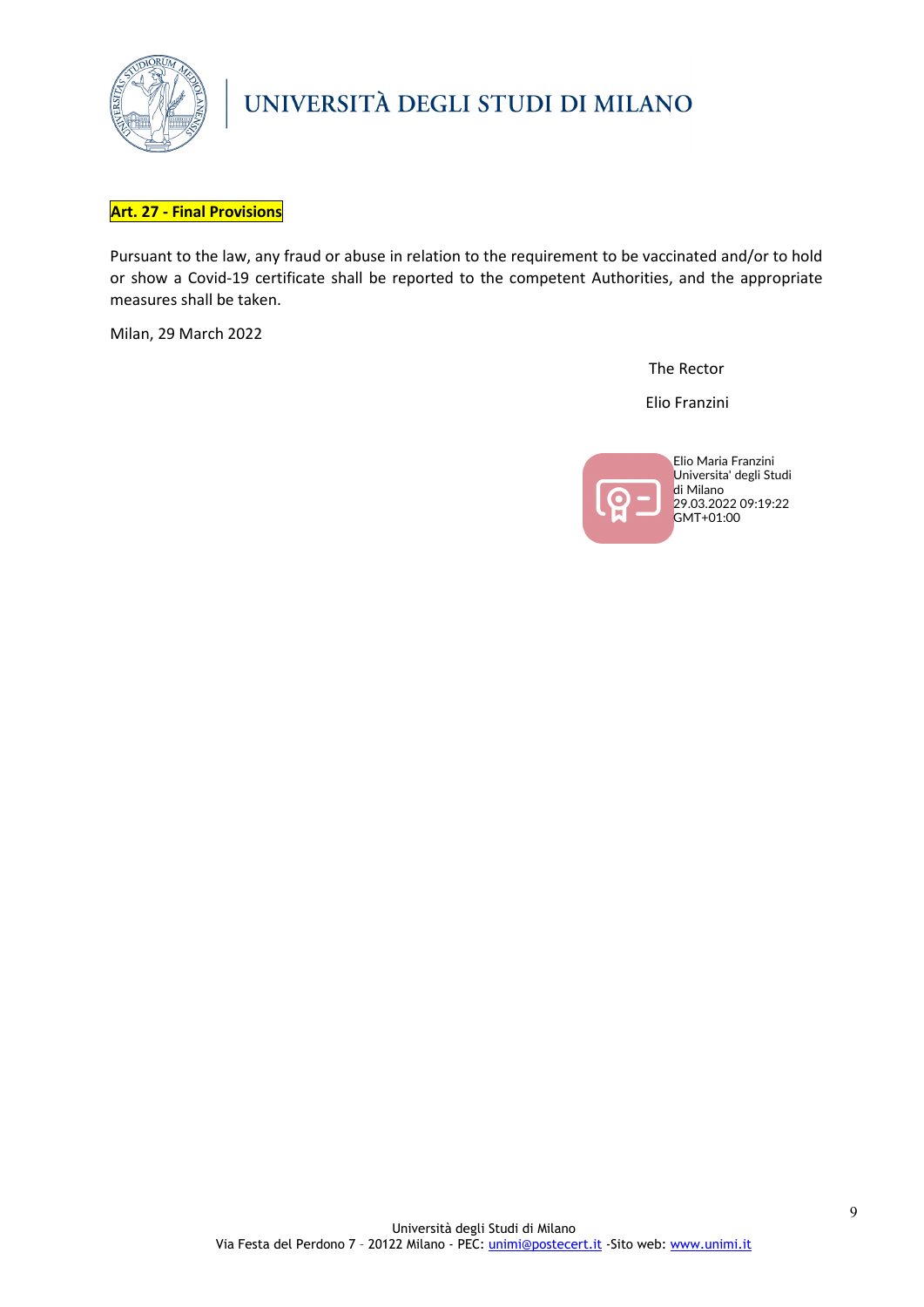**Art. 27 - Final Provisions**

Pursuant to the law, any fraud or abuse in relation to the requirement to be vaccinated and/or to hold or show a Covid-19 certificate shall be reported to the competent Authorities, and the appropriate measures shall be taken.

Milan, 29 March 2022

The Rector

Elio Franzini

Elio Maria Franzini
Universita' degli Studi di Milano
29.03.2022 09:19:22 GMT+01:00

Università degli Studi di Milano
Via Festa del Perdono 7 – 20122 Milano - PEC: unimi@postecert.it -Sito web: www.unimi.it